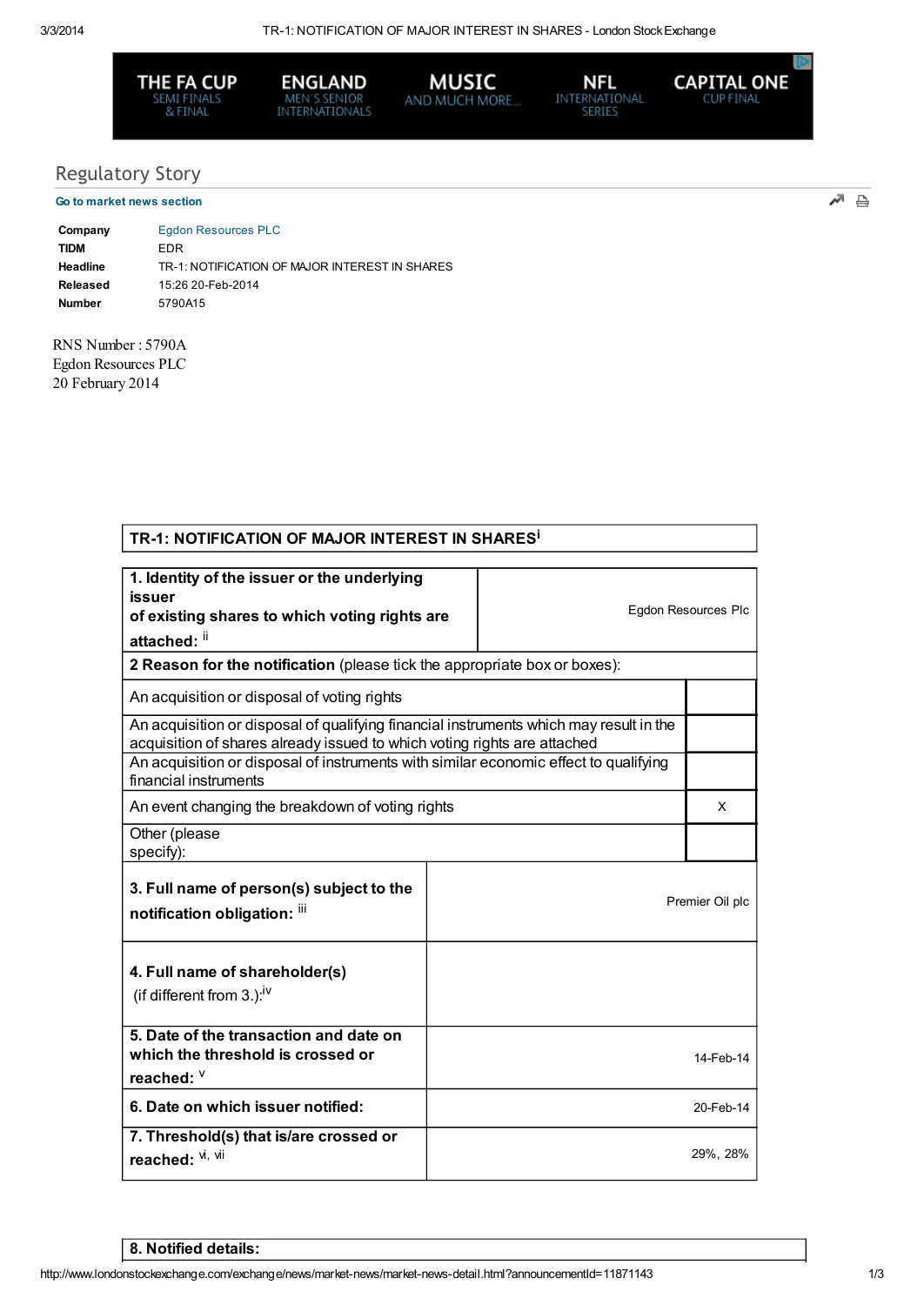## Regulatory Story

Go to market news section

| | |
|---|---|
| **Company** | Egdon Resources PLC |
| **TIDM** | EDR |
| **Headline** | TR-1: NOTIFICATION OF MAJOR INTEREST IN SHARES |
| **Released** | 15:26 20-Feb-2014 |
| **Number** | 5790A15 |

RNS Number : 5790A
Egdon Resources PLC
20 February 2014

### TR-1: NOTIFICATION OF MAJOR INTEREST IN SHARES[i]

| | |
|---|---|
| **1. Identity of the issuer or the underlying issuer of existing shares to which voting rights are attached:** [ii] | Egdon Resources Plc |
| **2 Reason for the notification** (please tick the appropriate box or boxes): | |
| An acquisition or disposal of voting rights | |
| An acquisition or disposal of qualifying financial instruments which may result in the acquisition of shares already issued to which voting rights are attached | |
| An acquisition or disposal of instruments with similar economic effect to qualifying financial instruments | |
| An event changing the breakdown of voting rights | X |
| Other (please specify): | |
| **3. Full name of person(s) subject to the notification obligation:** [iii] | Premier Oil plc |
| **4. Full name of shareholder(s)** (if different from 3.):[iv] | |
| **5. Date of the transaction and date on which the threshold is crossed or reached:** [v] | 14-Feb-14 |
| **6. Date on which issuer notified:** | 20-Feb-14 |
| **7. Threshold(s) that is/are crossed or reached:** [vi, vii] | 29%, 28% |

**8. Notified details:**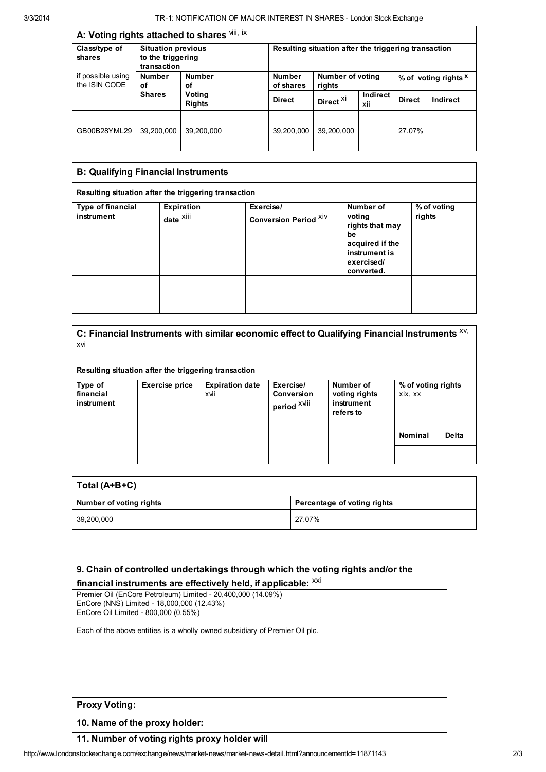## A: Voting rights attached to shares [viii, ix]

| Class/type of shares | Situation previous to the triggering transaction | | Resulting situation after the triggering transaction | | | | |
|---|---|---|---|---|---|---|---|
| if possible using the ISIN CODE | Number of Shares | Number of Voting Rights | Number of shares | Number of voting rights | | % of voting rights [x] | |
| | | | Direct | Direct [xi] | Indirect [xii] | Direct | Indirect |
| GB00B28YML29 | 39,200,000 | 39,200,000 | 39,200,000 | 39,200,000 | | 27.07% | |

## B: Qualifying Financial Instruments

Resulting situation after the triggering transaction

| Type of financial instrument | Expiration date [xiii] | Exercise/ Conversion Period [xiv] | Number of voting rights that may be acquired if the instrument is exercised/ converted. | % of voting rights |
|---|---|---|---|---|
| | | | | |

## C: Financial Instruments with similar economic effect to Qualifying Financial Instruments [xv, xvi]

Resulting situation after the triggering transaction

| Type of financial instrument | Exercise price | Expiration date [xvii] | Exercise/ Conversion period [xviii] | Number of voting rights instrument refers to | % of voting rights [xix, xx] | |
|---|---|---|---|---|---|---|
| | | | | | Nominal | Delta |
| | | | | | | |

## Total (A+B+C)

| Number of voting rights | Percentage of voting rights |
|---|---|
| 39,200,000 | 27.07% |

## 9. Chain of controlled undertakings through which the voting rights and/or the financial instruments are effectively held, if applicable: [xxi]

Premier Oil (EnCore Petroleum) Limited - 20,400,000 (14.09%)
EnCore (NNS) Limited - 18,000,000 (12.43%)
EnCore Oil Limited - 800,000 (0.55%)

Each of the above entities is a wholly owned subsidiary of Premier Oil plc.

## Proxy Voting:

| 10. Name of the proxy holder: | |
|---|---|
| 11. Number of voting rights proxy holder will | |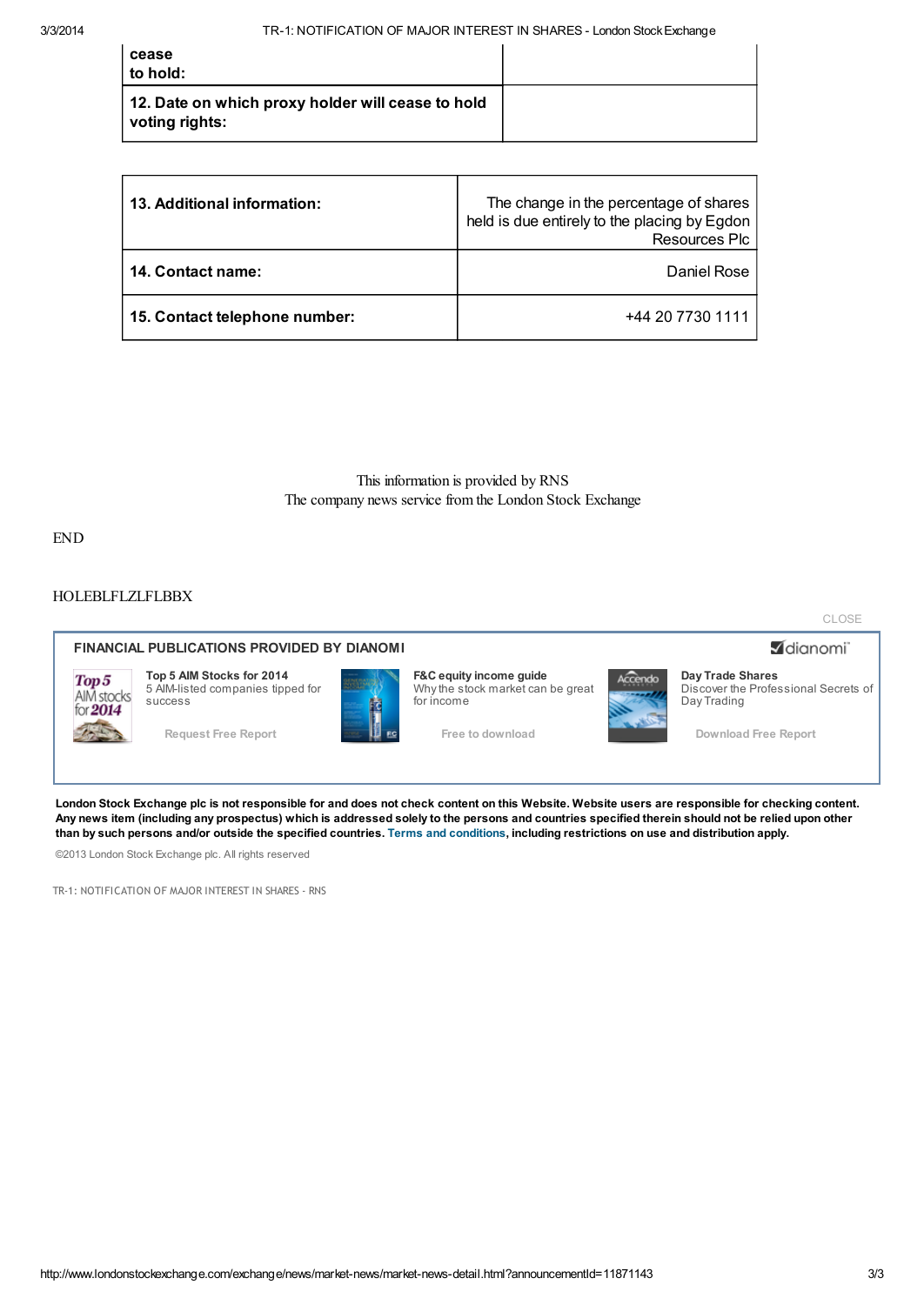| | |
|---|---|
| cease to hold: | |
| **12. Date on which proxy holder will cease to hold voting rights:** | |

| | |
|---|---|
| **13. Additional information:** | The change in the percentage of shares held is due entirely to the placing by Egdon Resources Plc |
| **14. Contact name:** | Daniel Rose |
| **15. Contact telephone number:** | +44 20 7730 1111 |

This information is provided by RNS
The company news service from the London Stock Exchange

END

HOLEBLFLZLFLBBX

CLOSE

**FINANCIAL PUBLICATIONS PROVIDED BY DIANOMI**

dianomi

**Top 5 AIM Stocks for 2014**
5 AIM-listed companies tipped for success

Request Free Report

**F&C equity income guide**
Why the stock market can be great for income

Free to download

**Day Trade Shares**
Discover the Professional Secrets of Day Trading

Download Free Report

**London Stock Exchange plc is not responsible for and does not check content on this Website. Website users are responsible for checking content. Any news item (including any prospectus) which is addressed solely to the persons and countries specified therein should not be relied upon other than by such persons and/or outside the specified countries. Terms and conditions, including restrictions on use and distribution apply.**

©2013 London Stock Exchange plc. All rights reserved

TR-1: NOTIFICATION OF MAJOR INTEREST IN SHARES - RNS